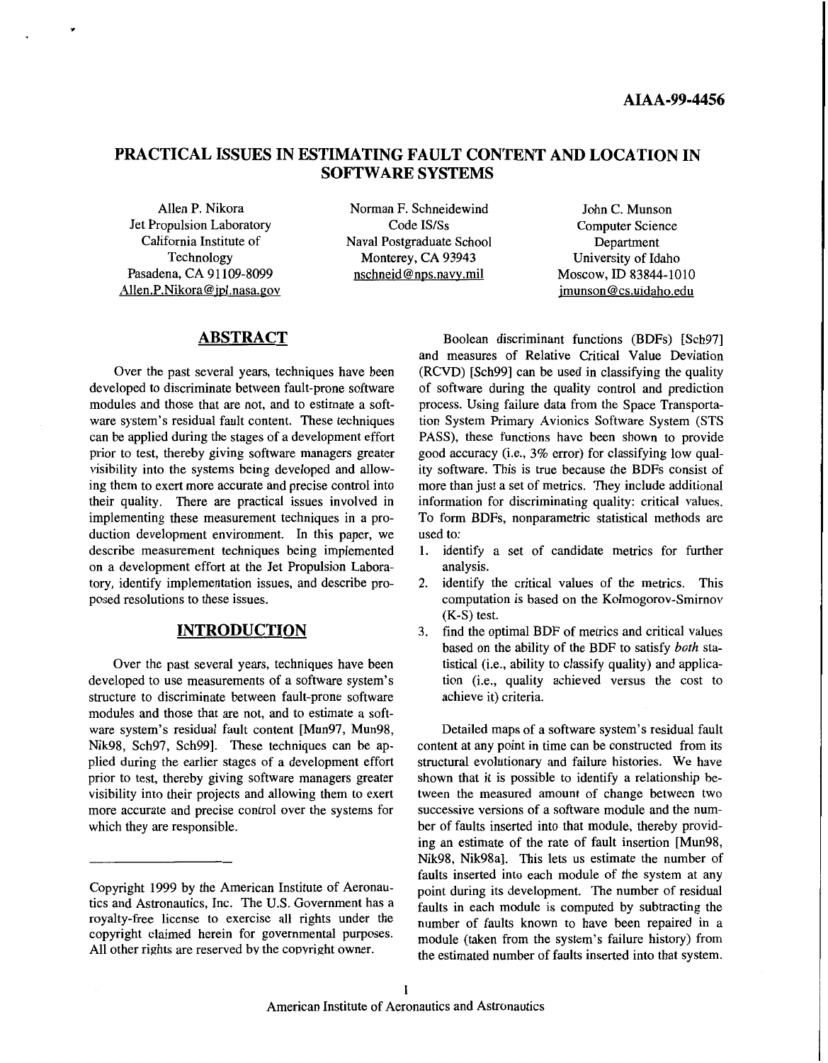AIAA-99-4456

# PRACTICAL ISSUES IN ESTIMATING FAULT CONTENT AND LOCATION IN SOFTWARE SYSTEMS

Allen P. Nikora
Jet Propulsion Laboratory
California Institute of Technology
Pasadena, CA 91109-8099
Allen.P.Nikora@jpl.nasa.gov

Norman F. Schneidewind
Code IS/Ss
Naval Postgraduate School
Monterey, CA 93943
nschneid@nps.navy.mil

John C. Munson
Computer Science Department
University of Idaho
Moscow, ID 83844-1010
jmunson@cs.uidaho.edu

## ABSTRACT

Over the past several years, techniques have been developed to discriminate between fault-prone software modules and those that are not, and to estimate a software system's residual fault content. These techniques can be applied during the stages of a development effort prior to test, thereby giving software managers greater visibility into the systems being developed and allowing them to exert more accurate and precise control into their quality. There are practical issues involved in implementing these measurement techniques in a production development environment. In this paper, we describe measurement techniques being implemented on a development effort at the Jet Propulsion Laboratory, identify implementation issues, and describe proposed resolutions to these issues.

## INTRODUCTION

Over the past several years, techniques have been developed to use measurements of a software system's structure to discriminate between fault-prone software modules and those that are not, and to estimate a software system's residual fault content [Mun97, Mun98, Nik98, Sch97, Sch99]. These techniques can be applied during the earlier stages of a development effort prior to test, thereby giving software managers greater visibility into their projects and allowing them to exert more accurate and precise control over the systems for which they are responsible.

Boolean discriminant functions (BDFs) [Sch97] and measures of Relative Critical Value Deviation (RCVD) [Sch99] can be used in classifying the quality of software during the quality control and prediction process. Using failure data from the Space Transportation System Primary Avionics Software System (STS PASS), these functions have been shown to provide good accuracy (i.e., 3% error) for classifying low quality software. This is true because the BDFs consist of more than just a set of metrics. They include additional information for discriminating quality: critical values. To form BDFs, nonparametric statistical methods are used to:

1. identify a set of candidate metrics for further analysis.
2. identify the critical values of the metrics. This computation is based on the Kolmogorov-Smirnov (K-S) test.
3. find the optimal BDF of metrics and critical values based on the ability of the BDF to satisfy *both* statistical (i.e., ability to classify quality) and application (i.e., quality achieved versus the cost to achieve it) criteria.

Detailed maps of a software system's residual fault content at any point in time can be constructed from its structural evolutionary and failure histories. We have shown that it is possible to identify a relationship between the measured amount of change between two successive versions of a software module and the number of faults inserted into that module, thereby providing an estimate of the rate of fault insertion [Mun98, Nik98, Nik98a]. This lets us estimate the number of faults inserted into each module of the system at any point during its development. The number of residual faults in each module is computed by subtracting the number of faults known to have been repaired in a module (taken from the system's failure history) from the estimated number of faults inserted into that system.

---

Copyright 1999 by the American Institute of Aeronautics and Astronautics, Inc. The U.S. Government has a royalty-free license to exercise all rights under the copyright claimed herein for governmental purposes. All other rights are reserved by the copyright owner.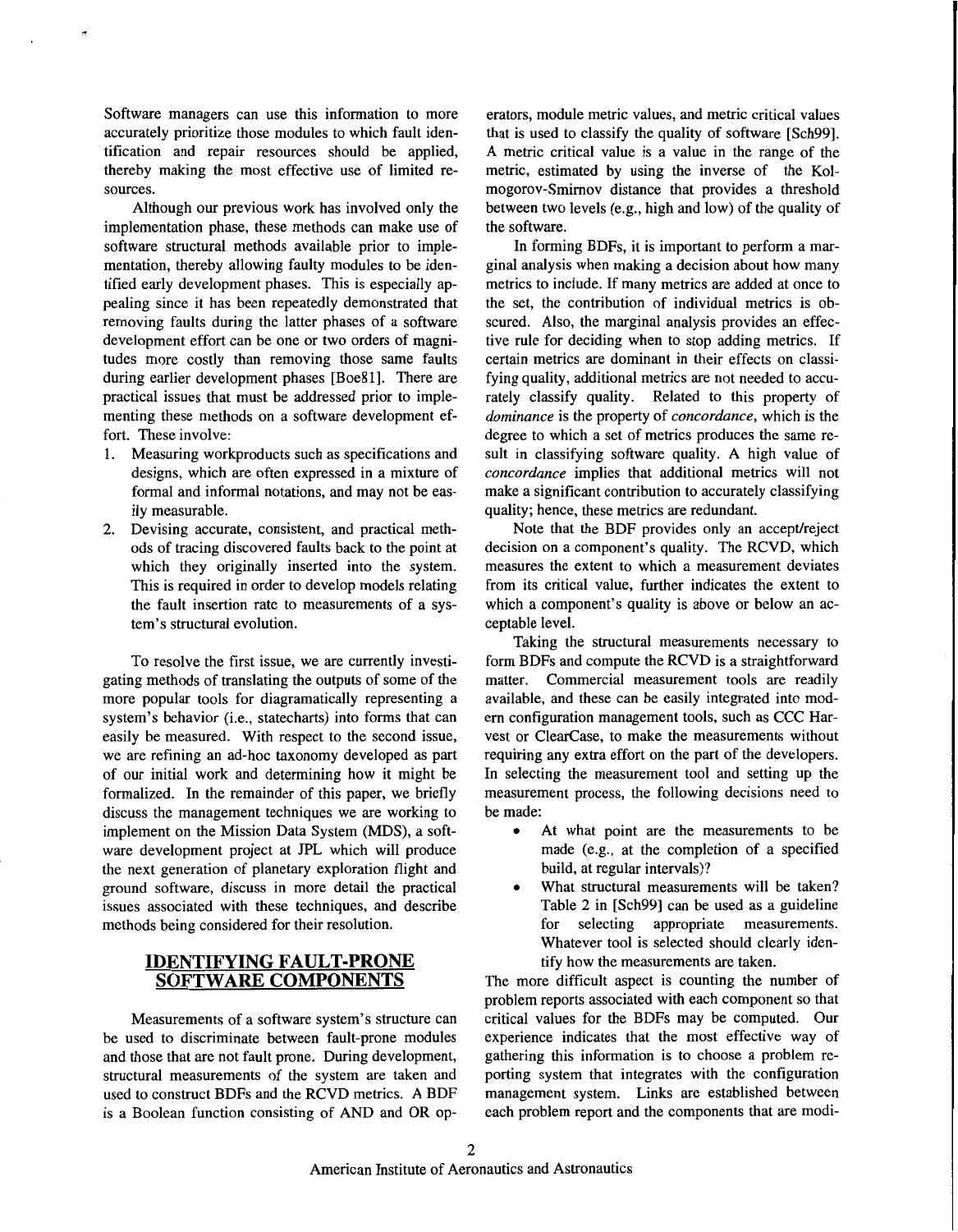Software managers can use this information to more accurately prioritize those modules to which fault identification and repair resources should be applied, thereby making the most effective use of limited resources.

Although our previous work has involved only the implementation phase, these methods can make use of software structural methods available prior to implementation, thereby allowing faulty modules to be identified early development phases. This is especially appealing since it has been repeatedly demonstrated that removing faults during the latter phases of a software development effort can be one or two orders of magnitudes more costly than removing those same faults during earlier development phases [Boe81]. There are practical issues that must be addressed prior to implementing these methods on a software development effort. These involve:

1. Measuring workproducts such as specifications and designs, which are often expressed in a mixture of formal and informal notations, and may not be easily measurable.
2. Devising accurate, consistent, and practical methods of tracing discovered faults back to the point at which they originally inserted into the system. This is required in order to develop models relating the fault insertion rate to measurements of a system's structural evolution.

To resolve the first issue, we are currently investigating methods of translating the outputs of some of the more popular tools for diagramatically representing a system's behavior (i.e., statecharts) into forms that can easily be measured. With respect to the second issue, we are refining an ad-hoc taxonomy developed as part of our initial work and determining how it might be formalized. In the remainder of this paper, we briefly discuss the management techniques we are working to implement on the Mission Data System (MDS), a software development project at JPL which will produce the next generation of planetary exploration flight and ground software, discuss in more detail the practical issues associated with these techniques, and describe methods being considered for their resolution.

## IDENTIFYING FAULT-PRONE SOFTWARE COMPONENTS

Measurements of a software system's structure can be used to discriminate between fault-prone modules and those that are not fault prone. During development, structural measurements of the system are taken and used to construct BDFs and the RCVD metrics. A BDF is a Boolean function consisting of AND and OR operators, module metric values, and metric critical values that is used to classify the quality of software [Sch99]. A metric critical value is a value in the range of the metric, estimated by using the inverse of the Kolmogorov-Smirnov distance that provides a threshold between two levels (e.g., high and low) of the quality of the software.

In forming BDFs, it is important to perform a marginal analysis when making a decision about how many metrics to include. If many metrics are added at once to the set, the contribution of individual metrics is obscured. Also, the marginal analysis provides an effective rule for deciding when to stop adding metrics. If certain metrics are dominant in their effects on classifying quality, additional metrics are not needed to accurately classify quality. Related to this property of *dominance* is the property of *concordance*, which is the degree to which a set of metrics produces the same result in classifying software quality. A high value of *concordance* implies that additional metrics will not make a significant contribution to accurately classifying quality; hence, these metrics are redundant.

Note that the BDF provides only an accept/reject decision on a component's quality. The RCVD, which measures the extent to which a measurement deviates from its critical value, further indicates the extent to which a component's quality is above or below an acceptable level.

Taking the structural measurements necessary to form BDFs and compute the RCVD is a straightforward matter. Commercial measurement tools are readily available, and these can be easily integrated into modern configuration management tools, such as CCC Harvest or ClearCase, to make the measurements without requiring any extra effort on the part of the developers. In selecting the measurement tool and setting up the measurement process, the following decisions need to be made:

- At what point are the measurements to be made (e.g., at the completion of a specified build, at regular intervals)?
- What structural measurements will be taken? Table 2 in [Sch99] can be used as a guideline for selecting appropriate measurements. Whatever tool is selected should clearly identify how the measurements are taken.

The more difficult aspect is counting the number of problem reports associated with each component so that critical values for the BDFs may be computed. Our experience indicates that the most effective way of gathering this information is to choose a problem reporting system that integrates with the configuration management system. Links are established between each problem report and the components that are modi-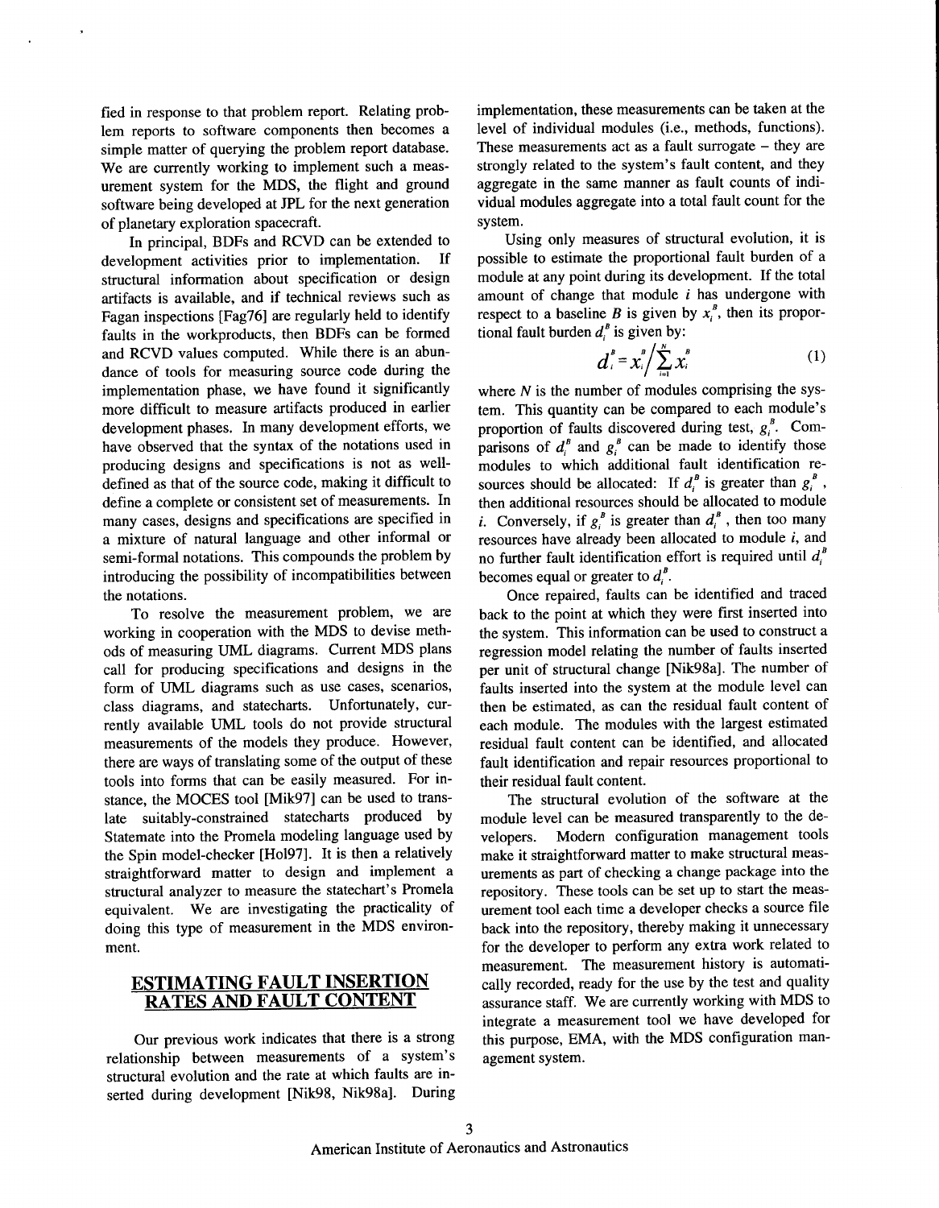fied in response to that problem report. Relating problem reports to software components then becomes a simple matter of querying the problem report database. We are currently working to implement such a measurement system for the MDS, the flight and ground software being developed at JPL for the next generation of planetary exploration spacecraft.

In principal, BDFs and RCVD can be extended to development activities prior to implementation. If structural information about specification or design artifacts is available, and if technical reviews such as Fagan inspections [Fag76] are regularly held to identify faults in the workproducts, then BDFs can be formed and RCVD values computed. While there is an abundance of tools for measuring source code during the implementation phase, we have found it significantly more difficult to measure artifacts produced in earlier development phases. In many development efforts, we have observed that the syntax of the notations used in producing designs and specifications is not as well-defined as that of the source code, making it difficult to define a complete or consistent set of measurements. In many cases, designs and specifications are specified in a mixture of natural language and other informal or semi-formal notations. This compounds the problem by introducing the possibility of incompatibilities between the notations.

To resolve the measurement problem, we are working in cooperation with the MDS to devise methods of measuring UML diagrams. Current MDS plans call for producing specifications and designs in the form of UML diagrams such as use cases, scenarios, class diagrams, and statecharts. Unfortunately, currently available UML tools do not provide structural measurements of the models they produce. However, there are ways of translating some of the output of these tools into forms that can be easily measured. For instance, the MOCES tool [Mik97] can be used to translate suitably-constrained statecharts produced by Statemate into the Promela modeling language used by the Spin model-checker [Hol97]. It is then a relatively straightforward matter to design and implement a structural analyzer to measure the statechart's Promela equivalent. We are investigating the practicality of doing this type of measurement in the MDS environment.

## ESTIMATING FAULT INSERTION RATES AND FAULT CONTENT

Our previous work indicates that there is a strong relationship between measurements of a system's structural evolution and the rate at which faults are inserted during development [Nik98, Nik98a]. During implementation, these measurements can be taken at the level of individual modules (i.e., methods, functions). These measurements act as a fault surrogate – they are strongly related to the system's fault content, and they aggregate in the same manner as fault counts of individual modules aggregate into a total fault count for the system.

Using only measures of structural evolution, it is possible to estimate the proportional fault burden of a module at any point during its development. If the total amount of change that module $i$ has undergone with respect to a baseline $B$ is given by $x_i^B$, then its proportional fault burden $d_i^B$ is given by:

$$d_i^B = x_i^B \Big/ \sum_{i=1}^{N} x_i^B \quad (1)$$

where $N$ is the number of modules comprising the system. This quantity can be compared to each module's proportion of faults discovered during test, $g_i^B$. Comparisons of $d_i^B$ and $g_i^B$ can be made to identify those modules to which additional fault identification resources should be allocated: If $d_i^B$ is greater than $g_i^B$, then additional resources should be allocated to module $i$. Conversely, if $g_i^B$ is greater than $d_i^B$, then too many resources have already been allocated to module $i$, and no further fault identification effort is required until $d_i^B$ becomes equal or greater to $d_i^B$.

Once repaired, faults can be identified and traced back to the point at which they were first inserted into the system. This information can be used to construct a regression model relating the number of faults inserted per unit of structural change [Nik98a]. The number of faults inserted into the system at the module level can then be estimated, as can the residual fault content of each module. The modules with the largest estimated residual fault content can be identified, and allocated fault identification and repair resources proportional to their residual fault content.

The structural evolution of the software at the module level can be measured transparently to the developers. Modern configuration management tools make it straightforward matter to make structural measurements as part of checking a change package into the repository. These tools can be set up to start the measurement tool each time a developer checks a source file back into the repository, thereby making it unnecessary for the developer to perform any extra work related to measurement. The measurement history is automatically recorded, ready for the use by the test and quality assurance staff. We are currently working with MDS to integrate a measurement tool we have developed for this purpose, EMA, with the MDS configuration management system.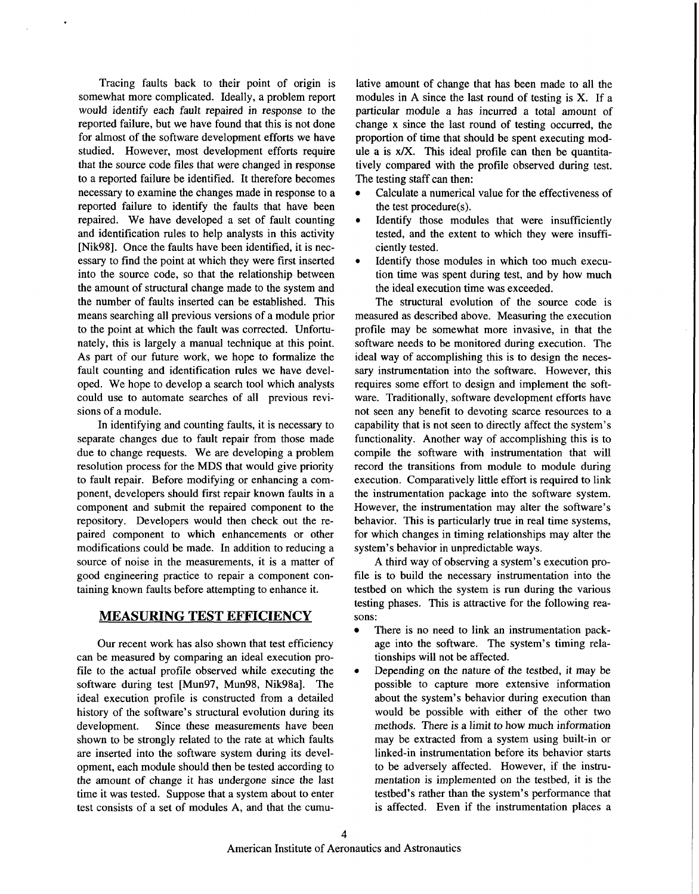Tracing faults back to their point of origin is somewhat more complicated. Ideally, a problem report would identify each fault repaired in response to the reported failure, but we have found that this is not done for almost of the software development efforts we have studied. However, most development efforts require that the source code files that were changed in response to a reported failure be identified. It therefore becomes necessary to examine the changes made in response to a reported failure to identify the faults that have been repaired. We have developed a set of fault counting and identification rules to help analysts in this activity [Nik98]. Once the faults have been identified, it is necessary to find the point at which they were first inserted into the source code, so that the relationship between the amount of structural change made to the system and the number of faults inserted can be established. This means searching all previous versions of a module prior to the point at which the fault was corrected. Unfortunately, this is largely a manual technique at this point. As part of our future work, we hope to formalize the fault counting and identification rules we have developed. We hope to develop a search tool which analysts could use to automate searches of all previous revisions of a module.

In identifying and counting faults, it is necessary to separate changes due to fault repair from those made due to change requests. We are developing a problem resolution process for the MDS that would give priority to fault repair. Before modifying or enhancing a component, developers should first repair known faults in a component and submit the repaired component to the repository. Developers would then check out the repaired component to which enhancements or other modifications could be made. In addition to reducing a source of noise in the measurements, it is a matter of good engineering practice to repair a component containing known faults before attempting to enhance it.

## MEASURING TEST EFFICIENCY

Our recent work has also shown that test efficiency can be measured by comparing an ideal execution profile to the actual profile observed while executing the software during test [Mun97, Mun98, Nik98a]. The ideal execution profile is constructed from a detailed history of the software's structural evolution during its development. Since these measurements have been shown to be strongly related to the rate at which faults are inserted into the software system during its development, each module should then be tested according to the amount of change it has undergone since the last time it was tested. Suppose that a system about to enter test consists of a set of modules A, and that the cumulative amount of change that has been made to all the modules in A since the last round of testing is X. If a particular module a has incurred a total amount of change x since the last round of testing occurred, the proportion of time that should be spent executing module a is $x/X$. This ideal profile can then be quantitatively compared with the profile observed during test. The testing staff can then:

- Calculate a numerical value for the effectiveness of the test procedure(s).
- Identify those modules that were insufficiently tested, and the extent to which they were insufficiently tested.
- Identify those modules in which too much execution time was spent during test, and by how much the ideal execution time was exceeded.

The structural evolution of the source code is measured as described above. Measuring the execution profile may be somewhat more invasive, in that the software needs to be monitored during execution. The ideal way of accomplishing this is to design the necessary instrumentation into the software. However, this requires some effort to design and implement the software. Traditionally, software development efforts have not seen any benefit to devoting scarce resources to a capability that is not seen to directly affect the system's functionality. Another way of accomplishing this is to compile the software with instrumentation that will record the transitions from module to module during execution. Comparatively little effort is required to link the instrumentation package into the software system. However, the instrumentation may alter the software's behavior. This is particularly true in real time systems, for which changes in timing relationships may alter the system's behavior in unpredictable ways.

A third way of observing a system's execution profile is to build the necessary instrumentation into the testbed on which the system is run during the various testing phases. This is attractive for the following reasons:

- There is no need to link an instrumentation package into the software. The system's timing relationships will not be affected.
- Depending on the nature of the testbed, it may be possible to capture more extensive information about the system's behavior during execution than would be possible with either of the other two methods. There is a limit to how much information may be extracted from a system using built-in or linked-in instrumentation before its behavior starts to be adversely affected. However, if the instrumentation is implemented on the testbed, it is the testbed's rather than the system's performance that is affected. Even if the instrumentation places a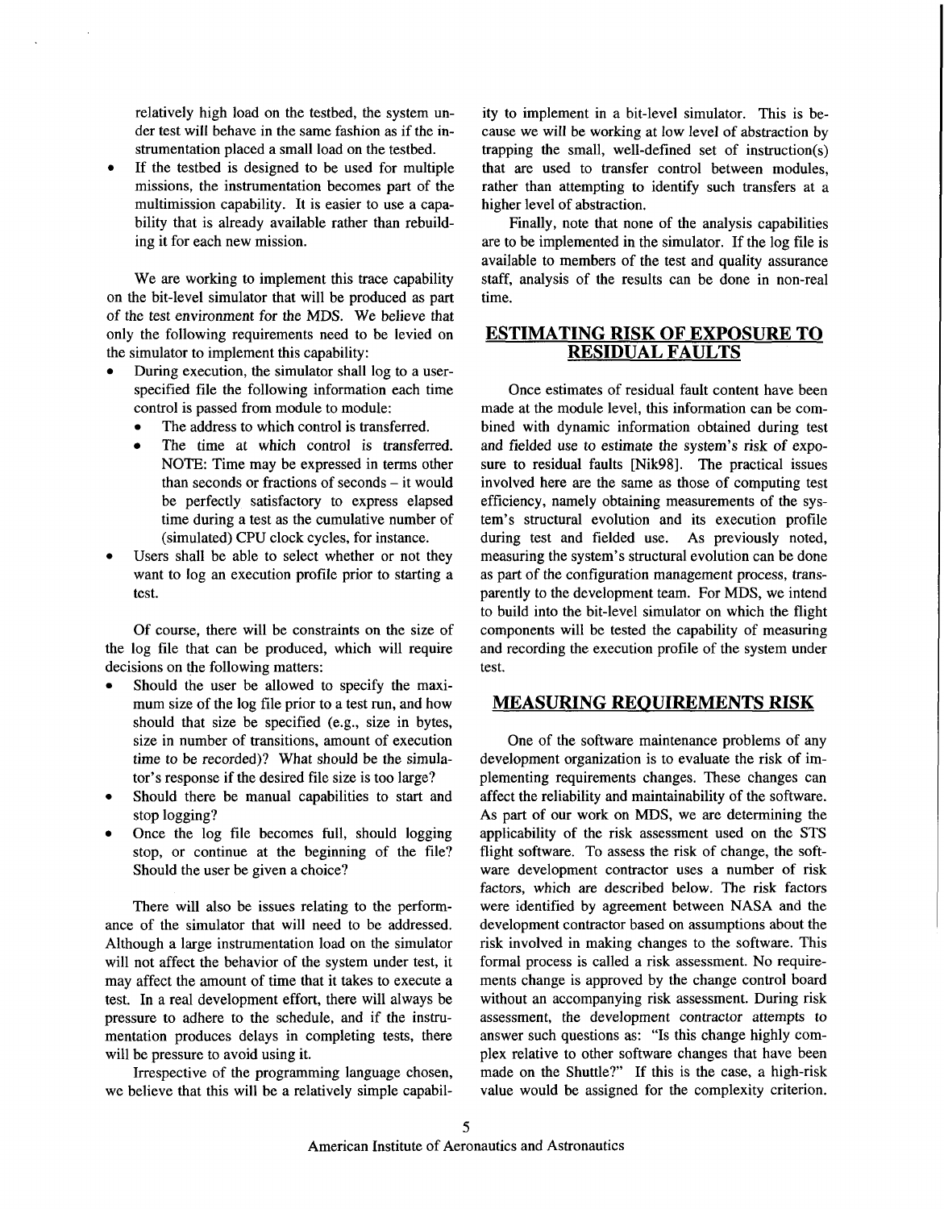relatively high load on the testbed, the system under test will behave in the same fashion as if the instrumentation placed a small load on the testbed.

- If the testbed is designed to be used for multiple missions, the instrumentation becomes part of the multimission capability. It is easier to use a capability that is already available rather than rebuilding it for each new mission.

We are working to implement this trace capability on the bit-level simulator that will be produced as part of the test environment for the MDS. We believe that only the following requirements need to be levied on the simulator to implement this capability:

- During execution, the simulator shall log to a user-specified file the following information each time control is passed from module to module:
  - The address to which control is transferred.
  - The time at which control is transferred. NOTE: Time may be expressed in terms other than seconds or fractions of seconds – it would be perfectly satisfactory to express elapsed time during a test as the cumulative number of (simulated) CPU clock cycles, for instance.
- Users shall be able to select whether or not they want to log an execution profile prior to starting a test.

Of course, there will be constraints on the size of the log file that can be produced, which will require decisions on the following matters:

- Should the user be allowed to specify the maximum size of the log file prior to a test run, and how should that size be specified (e.g., size in bytes, size in number of transitions, amount of execution time to be recorded)? What should be the simulator's response if the desired file size is too large?
- Should there be manual capabilities to start and stop logging?
- Once the log file becomes full, should logging stop, or continue at the beginning of the file? Should the user be given a choice?

There will also be issues relating to the performance of the simulator that will need to be addressed. Although a large instrumentation load on the simulator will not affect the behavior of the system under test, it may affect the amount of time that it takes to execute a test. In a real development effort, there will always be pressure to adhere to the schedule, and if the instrumentation produces delays in completing tests, there will be pressure to avoid using it.

Irrespective of the programming language chosen, we believe that this will be a relatively simple capability to implement in a bit-level simulator. This is because we will be working at low level of abstraction by trapping the small, well-defined set of instruction(s) that are used to transfer control between modules, rather than attempting to identify such transfers at a higher level of abstraction.

Finally, note that none of the analysis capabilities are to be implemented in the simulator. If the log file is available to members of the test and quality assurance staff, analysis of the results can be done in non-real time.

## ESTIMATING RISK OF EXPOSURE TO RESIDUAL FAULTS

Once estimates of residual fault content have been made at the module level, this information can be combined with dynamic information obtained during test and fielded use to estimate the system's risk of exposure to residual faults [Nik98]. The practical issues involved here are the same as those of computing test efficiency, namely obtaining measurements of the system's structural evolution and its execution profile during test and fielded use. As previously noted, measuring the system's structural evolution can be done as part of the configuration management process, transparently to the development team. For MDS, we intend to build into the bit-level simulator on which the flight components will be tested the capability of measuring and recording the execution profile of the system under test.

## MEASURING REQUIREMENTS RISK

One of the software maintenance problems of any development organization is to evaluate the risk of implementing requirements changes. These changes can affect the reliability and maintainability of the software. As part of our work on MDS, we are determining the applicability of the risk assessment used on the STS flight software. To assess the risk of change, the software development contractor uses a number of risk factors, which are described below. The risk factors were identified by agreement between NASA and the development contractor based on assumptions about the risk involved in making changes to the software. This formal process is called a risk assessment. No requirements change is approved by the change control board without an accompanying risk assessment. During risk assessment, the development contractor attempts to answer such questions as: "Is this change highly complex relative to other software changes that have been made on the Shuttle?" If this is the case, a high-risk value would be assigned for the complexity criterion.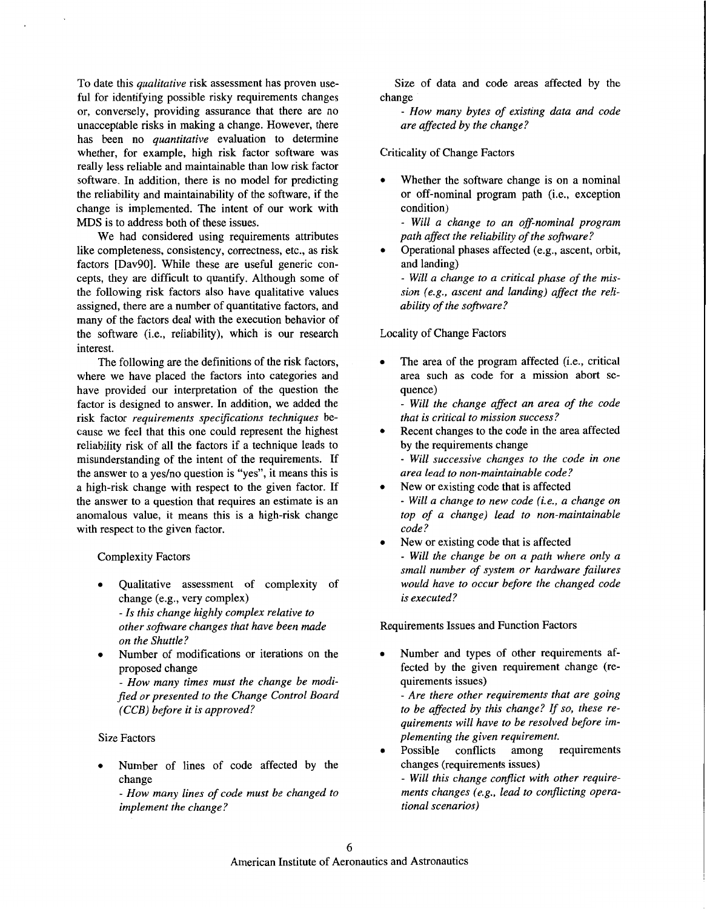To date this *qualitative* risk assessment has proven useful for identifying possible risky requirements changes or, conversely, providing assurance that there are no unacceptable risks in making a change. However, there has been no *quantitative* evaluation to determine whether, for example, high risk factor software was really less reliable and maintainable than low risk factor software. In addition, there is no model for predicting the reliability and maintainability of the software, if the change is implemented. The intent of our work with MDS is to address both of these issues.

We had considered using requirements attributes like completeness, consistency, correctness, etc., as risk factors [Dav90]. While these are useful generic concepts, they are difficult to quantify. Although some of the following risk factors also have qualitative values assigned, there are a number of quantitative factors, and many of the factors deal with the execution behavior of the software (i.e., reliability), which is our research interest.

The following are the definitions of the risk factors, where we have placed the factors into categories and have provided our interpretation of the question the factor is designed to answer. In addition, we added the risk factor *requirements specifications techniques* because we feel that this one could represent the highest reliability risk of all the factors if a technique leads to misunderstanding of the intent of the requirements. If the answer to a yes/no question is "yes", it means this is a high-risk change with respect to the given factor. If the answer to a question that requires an estimate is an anomalous value, it means this is a high-risk change with respect to the given factor.

Complexity Factors

- Qualitative assessment of complexity of change (e.g., very complex)
  *- Is this change highly complex relative to other software changes that have been made on the Shuttle?*
- Number of modifications or iterations on the proposed change
  *- How many times must the change be modified or presented to the Change Control Board (CCB) before it is approved?*

Size Factors

- Number of lines of code affected by the change
  *- How many lines of code must be changed to implement the change?*

Size of data and code areas affected by the change
  *- How many bytes of existing data and code are affected by the change?*

Criticality of Change Factors

- Whether the software change is on a nominal or off-nominal program path (i.e., exception condition)
  *- Will a change to an off-nominal program path affect the reliability of the software?*
- Operational phases affected (e.g., ascent, orbit, and landing)
  *- Will a change to a critical phase of the mission (e.g., ascent and landing) affect the reliability of the software?*

Locality of Change Factors

- The area of the program affected (i.e., critical area such as code for a mission abort sequence)
  *- Will the change affect an area of the code that is critical to mission success?*
- Recent changes to the code in the area affected by the requirements change
  *- Will successive changes to the code in one area lead to non-maintainable code?*
- New or existing code that is affected
  *- Will a change to new code (i.e., a change on top of a change) lead to non-maintainable code?*
- New or existing code that is affected
  *- Will the change be on a path where only a small number of system or hardware failures would have to occur before the changed code is executed?*

Requirements Issues and Function Factors

- Number and types of other requirements affected by the given requirement change (requirements issues)
  *- Are there other requirements that are going to be affected by this change? If so, these requirements will have to be resolved before implementing the given requirement.*
- Possible conflicts among requirements changes (requirements issues)
  *- Will this change conflict with other requirements changes (e.g., lead to conflicting operational scenarios)*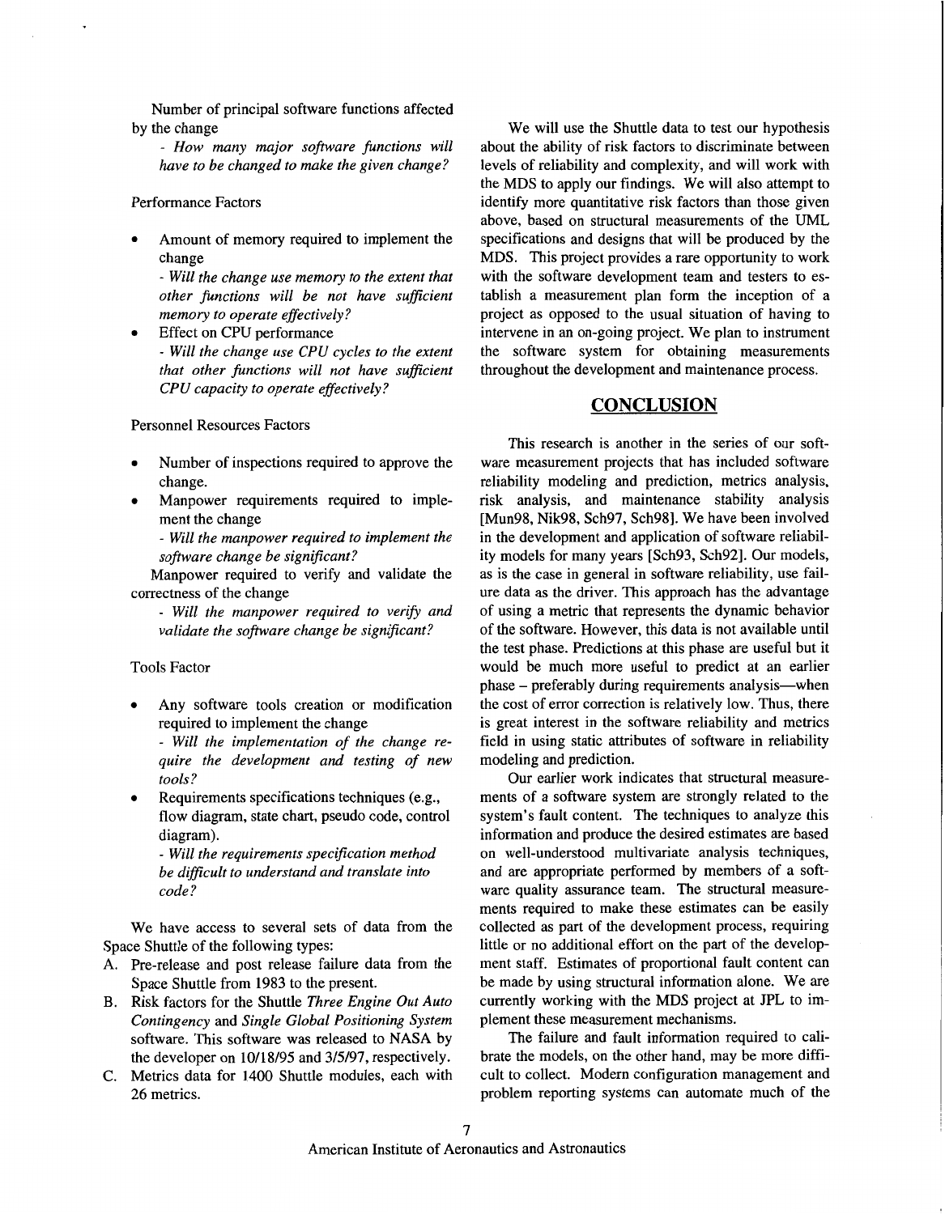Number of principal software functions affected by the change

*- How many major software functions will have to be changed to make the given change?*

Performance Factors

- Amount of memory required to implement the change

  *- Will the change use memory to the extent that other functions will be not have sufficient memory to operate effectively?*
- Effect on CPU performance

  *- Will the change use CPU cycles to the extent that other functions will not have sufficient CPU capacity to operate effectively?*

Personnel Resources Factors

- Number of inspections required to approve the change.
- Manpower requirements required to implement the change

  *- Will the manpower required to implement the software change be significant?*

Manpower required to verify and validate the correctness of the change

*- Will the manpower required to verify and validate the software change be significant?*

Tools Factor

- Any software tools creation or modification required to implement the change

  *- Will the implementation of the change require the development and testing of new tools?*
- Requirements specifications techniques (e.g., flow diagram, state chart, pseudo code, control diagram).

  *- Will the requirements specification method be difficult to understand and translate into code?*

We have access to several sets of data from the Space Shuttle of the following types:

A. Pre-release and post release failure data from the Space Shuttle from 1983 to the present.
B. Risk factors for the Shuttle *Three Engine Out Auto Contingency* and *Single Global Positioning System* software. This software was released to NASA by the developer on 10/18/95 and 3/5/97, respectively.
C. Metrics data for 1400 Shuttle modules, each with 26 metrics.

We will use the Shuttle data to test our hypothesis about the ability of risk factors to discriminate between levels of reliability and complexity, and will work with the MDS to apply our findings. We will also attempt to identify more quantitative risk factors than those given above, based on structural measurements of the UML specifications and designs that will be produced by the MDS. This project provides a rare opportunity to work with the software development team and testers to establish a measurement plan form the inception of a project as opposed to the usual situation of having to intervene in an on-going project. We plan to instrument the software system for obtaining measurements throughout the development and maintenance process.

## CONCLUSION

This research is another in the series of our software measurement projects that has included software reliability modeling and prediction, metrics analysis, risk analysis, and maintenance stability analysis [Mun98, Nik98, Sch97, Sch98]. We have been involved in the development and application of software reliability models for many years [Sch93, Sch92]. Our models, as is the case in general in software reliability, use failure data as the driver. This approach has the advantage of using a metric that represents the dynamic behavior of the software. However, this data is not available until the test phase. Predictions at this phase are useful but it would be much more useful to predict at an earlier phase – preferably during requirements analysis—when the cost of error correction is relatively low. Thus, there is great interest in the software reliability and metrics field in using static attributes of software in reliability modeling and prediction.

Our earlier work indicates that structural measurements of a software system are strongly related to the system's fault content. The techniques to analyze this information and produce the desired estimates are based on well-understood multivariate analysis techniques, and are appropriate performed by members of a software quality assurance team. The structural measurements required to make these estimates can be easily collected as part of the development process, requiring little or no additional effort on the part of the development staff. Estimates of proportional fault content can be made by using structural information alone. We are currently working with the MDS project at JPL to implement these measurement mechanisms.

The failure and fault information required to calibrate the models, on the other hand, may be more difficult to collect. Modern configuration management and problem reporting systems can automate much of the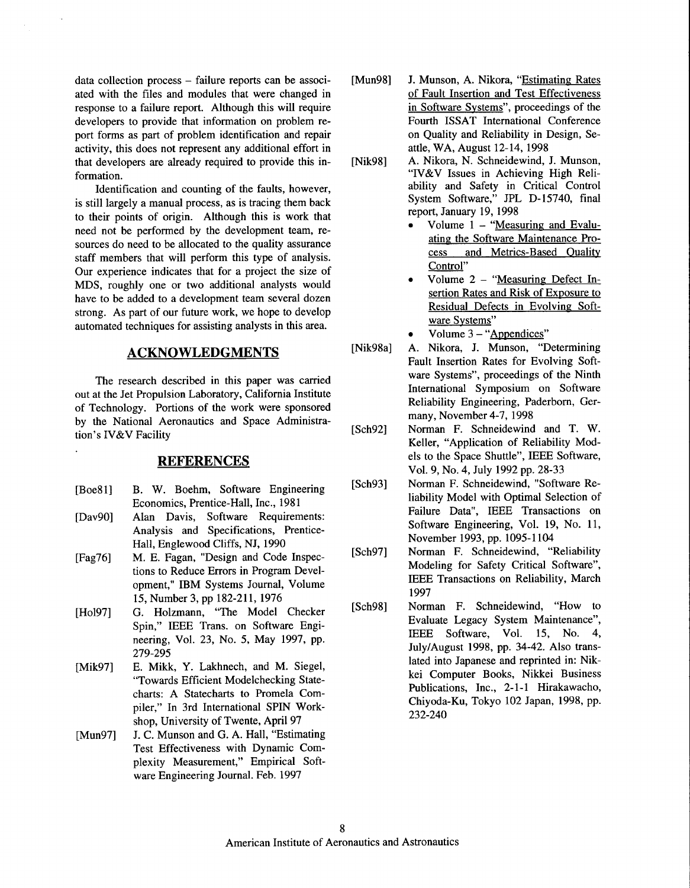data collection process – failure reports can be associated with the files and modules that were changed in response to a failure report. Although this will require developers to provide that information on problem report forms as part of problem identification and repair activity, this does not represent any additional effort in that developers are already required to provide this information.

Identification and counting of the faults, however, is still largely a manual process, as is tracing them back to their points of origin. Although this is work that need not be performed by the development team, resources do need to be allocated to the quality assurance staff members that will perform this type of analysis. Our experience indicates that for a project the size of MDS, roughly one or two additional analysts would have to be added to a development team several dozen strong. As part of our future work, we hope to develop automated techniques for assisting analysts in this area.

## ACKNOWLEDGMENTS

The research described in this paper was carried out at the Jet Propulsion Laboratory, California Institute of Technology. Portions of the work were sponsored by the National Aeronautics and Space Administration's IV&V Facility

## REFERENCES

[Boe81] B. W. Boehm, Software Engineering Economics, Prentice-Hall, Inc., 1981

[Dav90] Alan Davis, Software Requirements: Analysis and Specifications, Prentice-Hall, Englewood Cliffs, NJ, 1990

[Fag76] M. E. Fagan, "Design and Code Inspections to Reduce Errors in Program Development," IBM Systems Journal, Volume 15, Number 3, pp 182-211, 1976

[Hol97] G. Holzmann, "The Model Checker Spin," IEEE Trans. on Software Engineering, Vol. 23, No. 5, May 1997, pp. 279-295

[Mik97] E. Mikk, Y. Lakhnech, and M. Siegel, "Towards Efficient Modelchecking Statecharts: A Statecharts to Promela Compiler," In 3rd International SPIN Workshop, University of Twente, April 97

[Mun97] J. C. Munson and G. A. Hall, "Estimating Test Effectiveness with Dynamic Complexity Measurement," Empirical Software Engineering Journal. Feb. 1997

[Mun98] J. Munson, A. Nikora, "Estimating Rates of Fault Insertion and Test Effectiveness in Software Systems", proceedings of the Fourth ISSAT International Conference on Quality and Reliability in Design, Seattle, WA, August 12-14, 1998

[Nik98] A. Nikora, N. Schneidewind, J. Munson, "IV&V Issues in Achieving High Reliability and Safety in Critical Control System Software," JPL D-15740, final report, January 19, 1998

- Volume 1 – "Measuring and Evaluating the Software Maintenance Process and Metrics-Based Quality Control"
- Volume 2 – "Measuring Defect Insertion Rates and Risk of Exposure to Residual Defects in Evolving Software Systems"
- Volume 3 – "Appendices"

[Nik98a] A. Nikora, J. Munson, "Determining Fault Insertion Rates for Evolving Software Systems", proceedings of the Ninth International Symposium on Software Reliability Engineering, Paderborn, Germany, November 4-7, 1998

[Sch92] Norman F. Schneidewind and T. W. Keller, "Application of Reliability Models to the Space Shuttle", IEEE Software, Vol. 9, No. 4, July 1992 pp. 28-33

[Sch93] Norman F. Schneidewind, "Software Reliability Model with Optimal Selection of Failure Data", IEEE Transactions on Software Engineering, Vol. 19, No. 11, November 1993, pp. 1095-1104

[Sch97] Norman F. Schneidewind, "Reliability Modeling for Safety Critical Software", IEEE Transactions on Reliability, March 1997

[Sch98] Norman F. Schneidewind, "How to Evaluate Legacy System Maintenance", IEEE Software, Vol. 15, No. 4, July/August 1998, pp. 34-42. Also translated into Japanese and reprinted in: Nikkei Computer Books, Nikkei Business Publications, Inc., 2-1-1 Hirakawacho, Chiyoda-Ku, Tokyo 102 Japan, 1998, pp. 232-240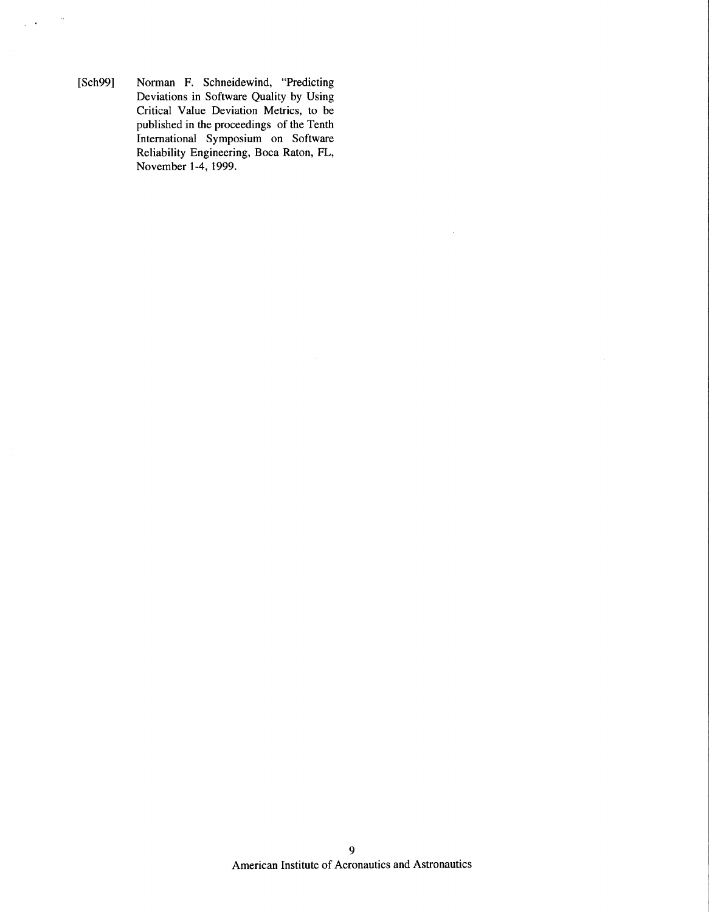[Sch99] Norman F. Schneidewind, "Predicting Deviations in Software Quality by Using Critical Value Deviation Metrics, to be published in the proceedings of the Tenth International Symposium on Software Reliability Engineering, Boca Raton, FL, November 1-4, 1999.